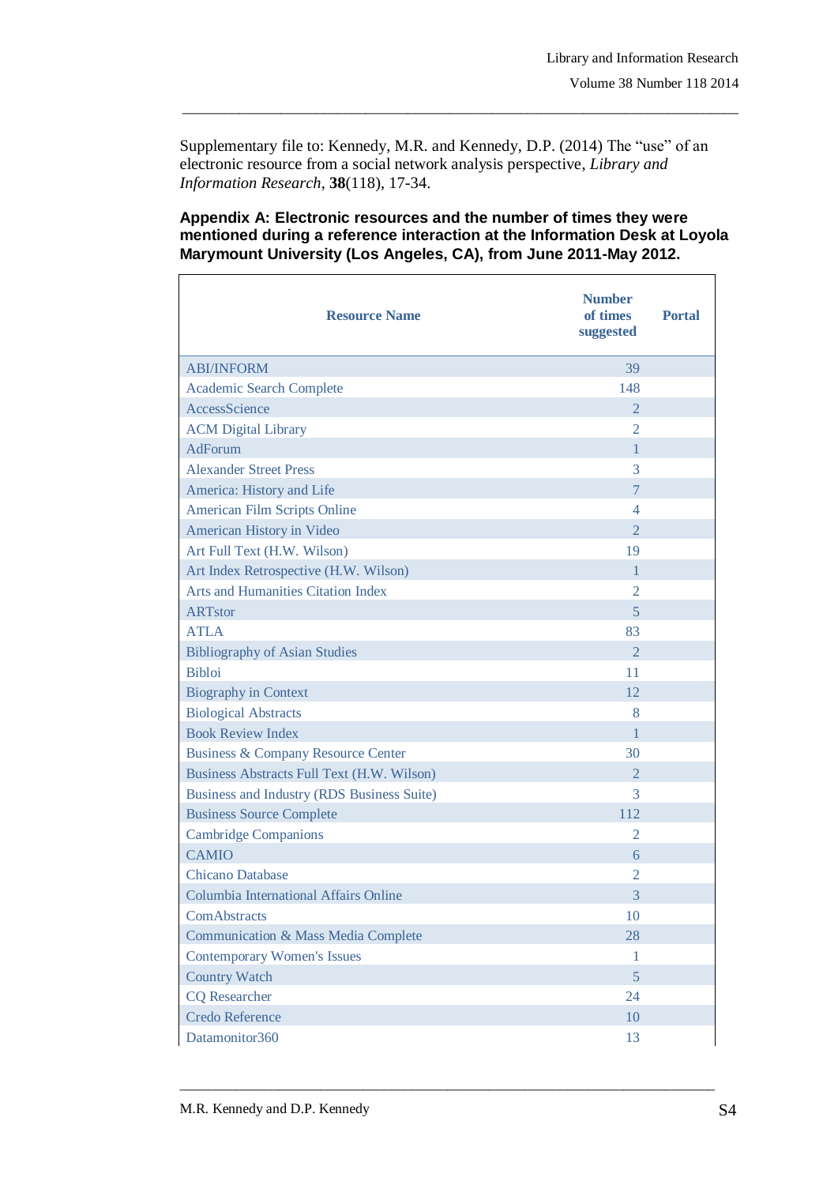Supplementary file to: Kennedy, M.R. and Kennedy, D.P. (2014) The "use" of an electronic resource from a social network analysis perspective, *Library and Information Research*, **38**(118), 17-34.

**Appendix A: Electronic resources and the number of times they were mentioned during a reference interaction at the Information Desk at Loyola Marymount University (Los Angeles, CA), from June 2011-May 2012.**

| Resource Name | Number of times suggested | Portal |
|---|---|---|
| ABI/INFORM | 39 | |
| Academic Search Complete | 148 | |
| AccessScience | 2 | |
| ACM Digital Library | 2 | |
| AdForum | 1 | |
| Alexander Street Press | 3 | |
| America: History and Life | 7 | |
| American Film Scripts Online | 4 | |
| American History in Video | 2 | |
| Art Full Text (H.W. Wilson) | 19 | |
| Art Index Retrospective (H.W. Wilson) | 1 | |
| Arts and Humanities Citation Index | 2 | |
| ARTstor | 5 | |
| ATLA | 83 | |
| Bibliography of Asian Studies | 2 | |
| Bibloi | 11 | |
| Biography in Context | 12 | |
| Biological Abstracts | 8 | |
| Book Review Index | 1 | |
| Business & Company Resource Center | 30 | |
| Business Abstracts Full Text (H.W. Wilson) | 2 | |
| Business and Industry (RDS Business Suite) | 3 | |
| Business Source Complete | 112 | |
| Cambridge Companions | 2 | |
| CAMIO | 6 | |
| Chicano Database | 2 | |
| Columbia International Affairs Online | 3 | |
| ComAbstracts | 10 | |
| Communication & Mass Media Complete | 28 | |
| Contemporary Women's Issues | 1 | |
| Country Watch | 5 | |
| CQ Researcher | 24 | |
| Credo Reference | 10 | |
| Datamonitor360 | 13 | |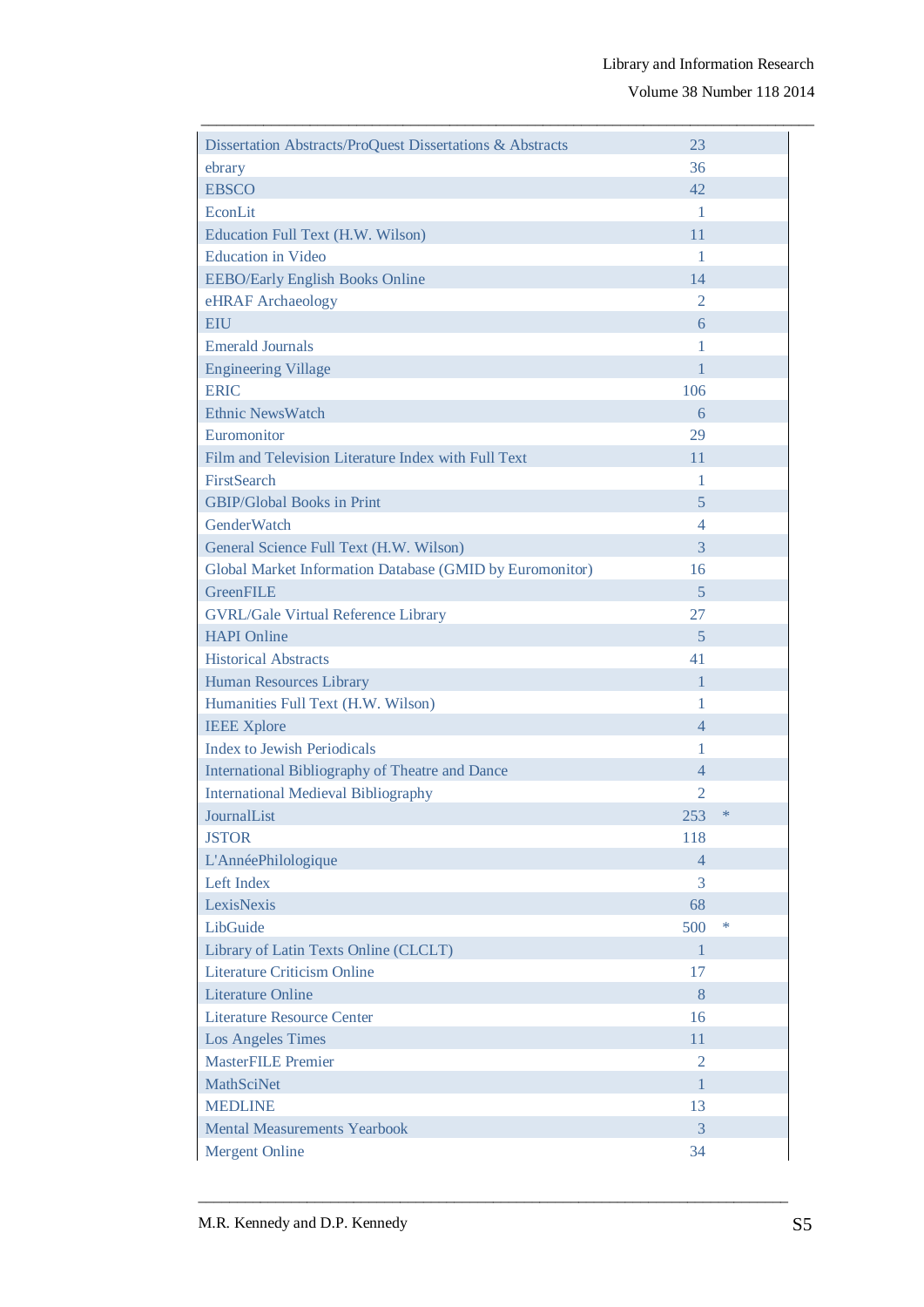| | | |
|---|---|---|
| Dissertation Abstracts/ProQuest Dissertations & Abstracts | 23 | |
| ebrary | 36 | |
| EBSCO | 42 | |
| EconLit | 1 | |
| Education Full Text (H.W. Wilson) | 11 | |
| Education in Video | 1 | |
| EEBO/Early English Books Online | 14 | |
| eHRAF Archaeology | 2 | |
| EIU | 6 | |
| Emerald Journals | 1 | |
| Engineering Village | 1 | |
| ERIC | 106 | |
| Ethnic NewsWatch | 6 | |
| Euromonitor | 29 | |
| Film and Television Literature Index with Full Text | 11 | |
| FirstSearch | 1 | |
| GBIP/Global Books in Print | 5 | |
| GenderWatch | 4 | |
| General Science Full Text (H.W. Wilson) | 3 | |
| Global Market Information Database (GMID by Euromonitor) | 16 | |
| GreenFILE | 5 | |
| GVRL/Gale Virtual Reference Library | 27 | |
| HAPI Online | 5 | |
| Historical Abstracts | 41 | |
| Human Resources Library | 1 | |
| Humanities Full Text (H.W. Wilson) | 1 | |
| IEEE Xplore | 4 | |
| Index to Jewish Periodicals | 1 | |
| International Bibliography of Theatre and Dance | 4 | |
| International Medieval Bibliography | 2 | |
| JournalList | 253 | * |
| JSTOR | 118 | |
| L'AnnéePhilologique | 4 | |
| Left Index | 3 | |
| LexisNexis | 68 | |
| LibGuide | 500 | * |
| Library of Latin Texts Online (CLCLT) | 1 | |
| Literature Criticism Online | 17 | |
| Literature Online | 8 | |
| Literature Resource Center | 16 | |
| Los Angeles Times | 11 | |
| MasterFILE Premier | 2 | |
| MathSciNet | 1 | |
| MEDLINE | 13 | |
| Mental Measurements Yearbook | 3 | |
| Mergent Online | 34 | |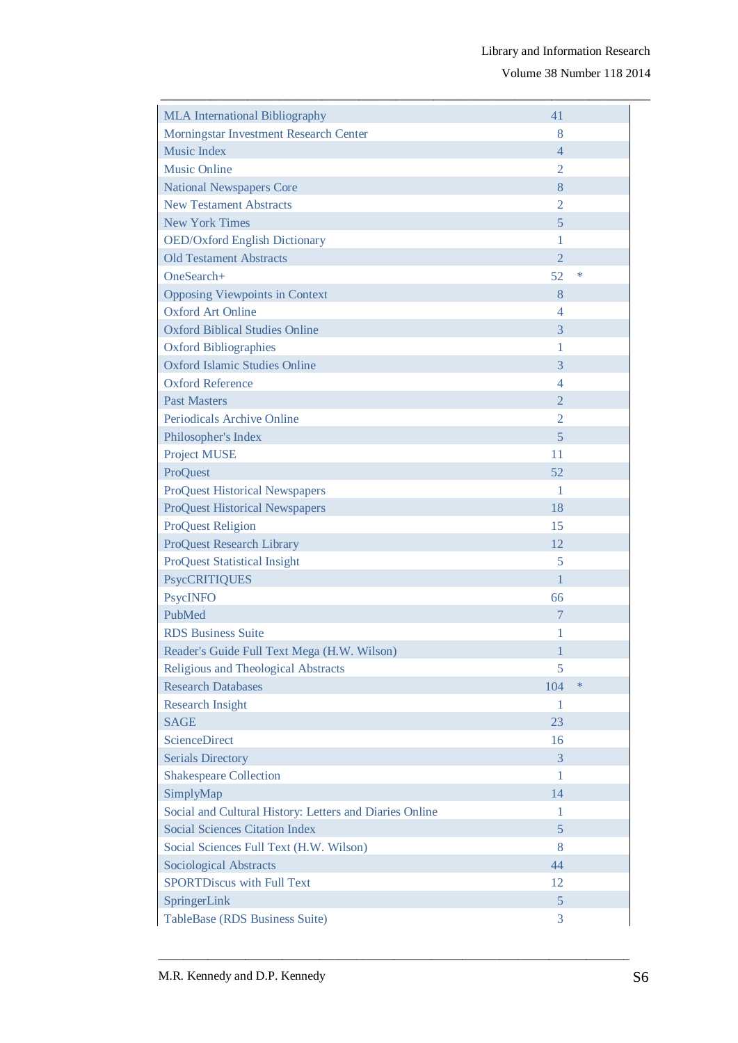| | | |
|---|---|---|
| MLA International Bibliography | 41 | |
| Morningstar Investment Research Center | 8 | |
| Music Index | 4 | |
| Music Online | 2 | |
| National Newspapers Core | 8 | |
| New Testament Abstracts | 2 | |
| New York Times | 5 | |
| OED/Oxford English Dictionary | 1 | |
| Old Testament Abstracts | 2 | |
| OneSearch+ | 52 | * |
| Opposing Viewpoints in Context | 8 | |
| Oxford Art Online | 4 | |
| Oxford Biblical Studies Online | 3 | |
| Oxford Bibliographies | 1 | |
| Oxford Islamic Studies Online | 3 | |
| Oxford Reference | 4 | |
| Past Masters | 2 | |
| Periodicals Archive Online | 2 | |
| Philosopher's Index | 5 | |
| Project MUSE | 11 | |
| ProQuest | 52 | |
| ProQuest Historical Newspapers | 1 | |
| ProQuest Historical Newspapers | 18 | |
| ProQuest Religion | 15 | |
| ProQuest Research Library | 12 | |
| ProQuest Statistical Insight | 5 | |
| PsycCRITIQUES | 1 | |
| PsycINFO | 66 | |
| PubMed | 7 | |
| RDS Business Suite | 1 | |
| Reader's Guide Full Text Mega (H.W. Wilson) | 1 | |
| Religious and Theological Abstracts | 5 | |
| Research Databases | 104 | * |
| Research Insight | 1 | |
| SAGE | 23 | |
| ScienceDirect | 16 | |
| Serials Directory | 3 | |
| Shakespeare Collection | 1 | |
| SimplyMap | 14 | |
| Social and Cultural History: Letters and Diaries Online | 1 | |
| Social Sciences Citation Index | 5 | |
| Social Sciences Full Text (H.W. Wilson) | 8 | |
| Sociological Abstracts | 44 | |
| SPORTDiscus with Full Text | 12 | |
| SpringerLink | 5 | |
| TableBase (RDS Business Suite) | 3 | |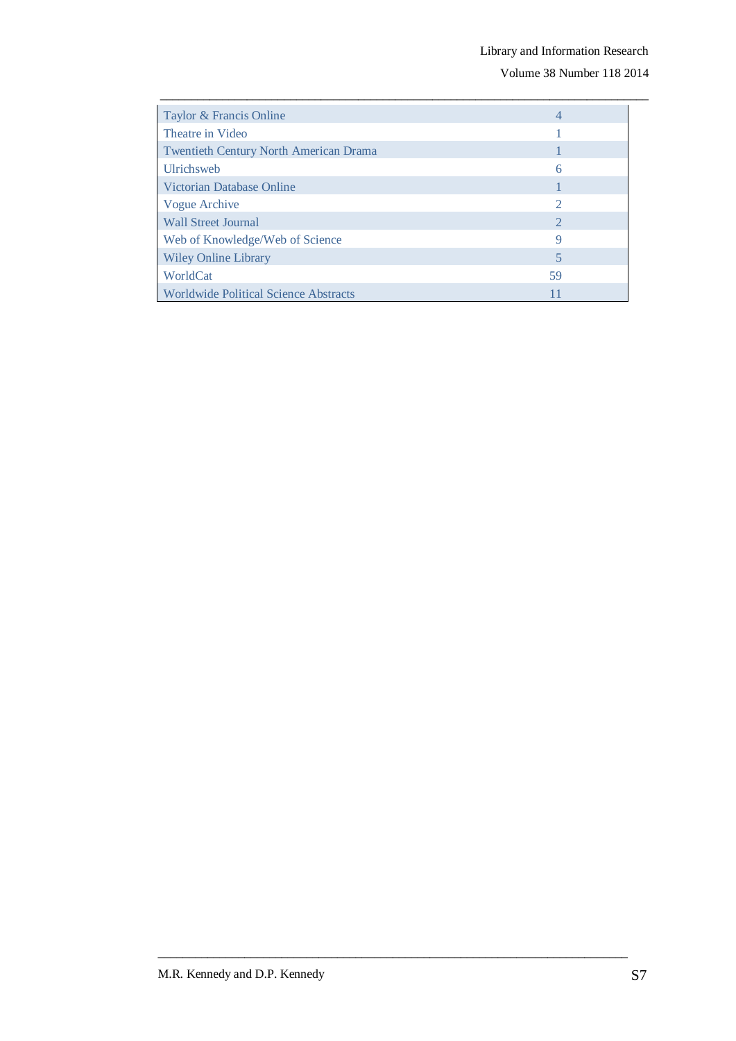| | |
|---|---|
| Taylor & Francis Online | 4 |
| Theatre in Video | 1 |
| Twentieth Century North American Drama | 1 |
| Ulrichsweb | 6 |
| Victorian Database Online | 1 |
| Vogue Archive | 2 |
| Wall Street Journal | 2 |
| Web of Knowledge/Web of Science | 9 |
| Wiley Online Library | 5 |
| WorldCat | 59 |
| Worldwide Political Science Abstracts | 11 |